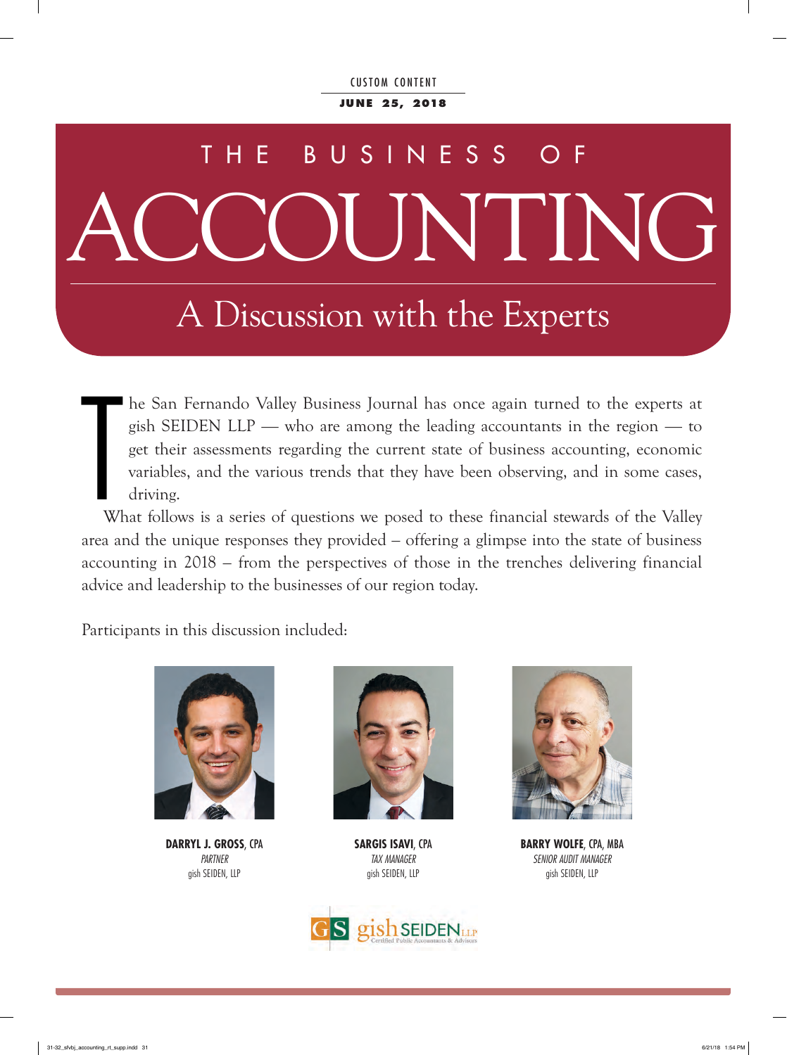CUSTOM CONTENT

**JUNE 25, 2018**

# THE BUSINESS OF ACCOUNTING

## A Discussion with the Experts

The San Fernando Valley Business Journal has once again turned to the experts at gish SEIDEN LLP — who are among the leading accountants in the region — to get their assessments regarding the current state of business accounting, economic variables, and the various trends that they have been observing, and in some cases, driving.

What follows is a series of questions we posed to these financial stewards of the Valley area and the unique responses they provided – offering a glimpse into the state of business accounting in 2018 – from the perspectives of those in the trenches delivering financial advice and leadership to the businesses of our region today.

Participants in this discussion included:

**DARRYL J. GROSS**, CPA
*PARTNER*
gish SEIDEN, LLP

**SARGIS ISAVI**, CPA
*TAX MANAGER*
gish SEIDEN, LLP

**BARRY WOLFE**, CPA, MBA
*SENIOR AUDIT MANAGER*
gish SEIDEN, LLP

GS gish SEIDEN LLP
Certified Public Accountants & Advisors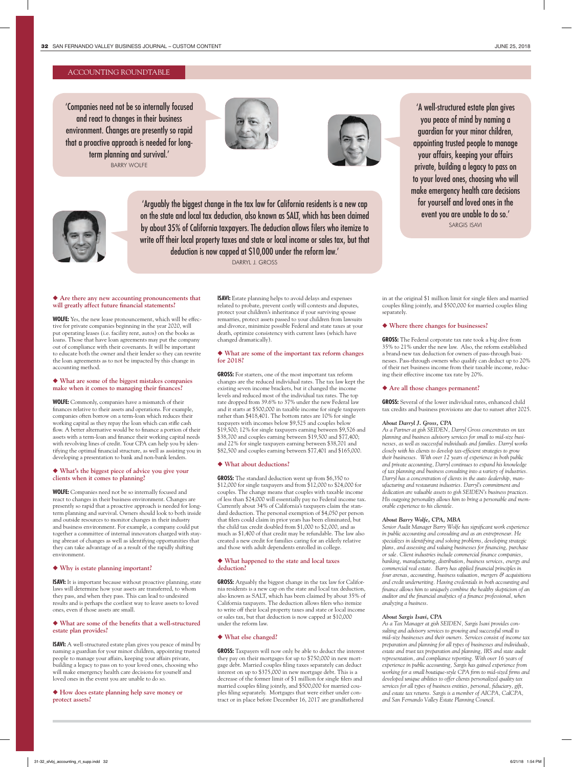## ACCOUNTING ROUNDTABLE

'Companies need not be so internally focused and react to changes in their business environment. Changes are presently so rapid that a proactive approach is needed for long-term planning and survival.'
BARRY WOLFE

'A well-structured estate plan gives you peace of mind by naming a guardian for your minor children, appointing trusted people to manage your affairs, keeping your affairs private, building a legacy to pass on to your loved ones, choosing who will make emergency health care decisions for yourself and loved ones in the event you are unable to do so.'
SARGIS ISAVI

'Arguably the biggest change in the tax law for California residents is a new cap on the state and local tax deduction, also known as SALT, which has been claimed by about 35% of California taxpayers. The deduction allows filers who itemize to write off their local property taxes and state or local income or sales tax, but that deduction is now capped at $10,000 under the reform law.'
DARRYL J. GROSS

### ◆ Are there any new accounting pronouncements that will greatly affect future financial statements?

**WOLFE:** Yes, the new lease pronouncement, which will be effective for private companies beginning in the year 2020, will put operating leases (i.e. facility rent, autos) on the books as loans. Those that have loan agreements may put the company out of compliance with their covenants. It will be important to educate both the owner and their lender so they can rewrite the loan agreements as to not be impacted by this change in accounting method.

### ◆ What are some of the biggest mistakes companies make when it comes to managing their finances?

**WOLFE:** Commonly, companies have a mismatch of their finances relative to their assets and operations. For example, companies often borrow on a term-loan which reduces their working capital as they repay the loan which can stifle cash flow. A better alternative would be to finance a portion of their assets with a term-loan and finance their working capital needs with revolving lines of credit. Your CPA can help you by identifying the optimal financial structure, as well as assisting you in developing a presentation to bank and non-bank lenders.

### ◆ What's the biggest piece of advice you give your clients when it comes to planning?

**WOLFE:** Companies need not be so internally focused and react to changes in their business environment. Changes are presently so rapid that a proactive approach is needed for long-term planning and survival. Owners should look to both inside and outside resources to monitor changes in their industry and business environment. For example, a company could put together a committee of internal innovators charged with staying abreast of changes as well as identifying opportunities that they can take advantage of as a result of the rapidly shifting environment.

### ◆ Why is estate planning important?

**ISAVI:** It is important because without proactive planning, state laws will determine how your assets are transferred, to whom they pass, and when they pass. This can lead to undesired results and is perhaps the costliest way to leave assets to loved ones, even if those assets are small.

### ◆ What are some of the benefits that a well-structured estate plan provides?

**ISAVI:** A well-structured estate plan gives you peace of mind by naming a guardian for your minor children, appointing trusted people to manage your affairs, keeping your affairs private, building a legacy to pass on to your loved ones, choosing who will make emergency health care decisions for yourself and loved ones in the event you are unable to do so.

### ◆ How does estate planning help save money or protect assets?

**ISAVI:** Estate planning helps to avoid delays and expenses related to probate, prevent costly will contests and disputes, protect your children's inheritance if your surviving spouse remarries, protect assets passed to your children from lawsuits and divorce, minimize possible Federal and state taxes at your death, optimize consistency with current laws (which have changed dramatically).

### ◆ What are some of the important tax reform changes for 2018?

**GROSS:** For starters, one of the most important tax reform changes are the reduced individual rates. The tax law kept the existing seven income brackets, but it changed the income levels and reduced most of the individual tax rates. The top rate dropped from 39.6% to 37% under the new Federal law and it starts at $500,000 in taxable income for single taxpayers rather than $418,401. The bottom rates are 10% for single taxpayers with incomes below $9,525 and couples below $19,500; 12% for single taxpayers earning between $9,526 and $38,700 and couples earning between $19,500 and $77,400; and 22% for single taxpayers earning between $38,701 and $82,500 and couples earning between $77,401 and $165,000.

### ◆ What about deductions?

**GROSS:** The standard deduction went up from $6,350 to $12,000 for single taxpayers and from $12,000 to $24,000 for couples. The change means that couples with taxable income of less than $24,000 will essentially pay no Federal income tax. Currently about 34% of California's taxpayers claim the standard deduction. The personal exemption of $4,050 per person that filers could claim in prior years has been eliminated, but the child tax credit doubled from $1,000 to $2,000, and as much as $1,400 of that credit may be refundable. The law also created a new credit for families caring for an elderly relative and those with adult dependents enrolled in college.

### ◆ What happened to the state and local taxes deduction?

**GROSS:** Arguably the biggest change in the tax law for California residents is a new cap on the state and local tax deduction, also known as SALT, which has been claimed by about 35% of California taxpayers. The deduction allows filers who itemize to write off their local property taxes and state or local income or sales tax, but that deduction is now capped at $10,000 under the reform law.

### ◆ What else changed?

**GROSS:** Taxpayers will now only be able to deduct the interest they pay on their mortgages for up to $750,000 in new mortgage debt. Married couples filing taxes separately can deduct interest on up to $375,000 in new mortgage debt. This is a decrease of the former limit of $1 million for single filers and married couples filing jointly, and $500,000 for married couples filing separately. Mortgages that were either under contract or in place before December 16, 2017 are grandfathered in at the original $1 million limit for single filers and married couples filing jointly, and $500,000 for married couples filing separately.

### ◆ Where there changes for businesses?

**GROSS:** The Federal corporate tax rate took a big dive from 35% to 21% under the new law. Also, the reform established a brand-new tax deduction for owners of pass-through businesses. Pass-through owners who qualify can deduct up to 20% of their net business income from their taxable income, reducing their effective income tax rate by 20%.

### ◆ Are all those changes permanent?

**GROSS:** Several of the lower individual rates, enhanced child tax credits and business provisions are due to sunset after 2025.

***About Darryl J. Gross, CPA***

*As a Partner at gish SEIDEN, Darryl Gross concentrates on tax planning and business advisory services for small to mid-size businesses, as well as successful individuals and families. Darryl works closely with his clients to develop tax-efficient strategies to grow their businesses. With over 12 years of experience in both public and private accounting, Darryl continues to expand his knowledge of tax planning and business consulting into a variety of industries. Darryl has a concentration of clients in the auto dealership, manufacturing and restaurant industries. Darryl's commitment and dedication are valuable assets to gish SEIDEN's business practices. His outgoing personality allows him to bring a personable and memorable experience to his clientele.*

***About Barry Wolfe, CPA, MBA***

*Senior Audit Manager Barry Wolfe has significant work experience in public accounting and consulting and as an entrepreneur. He specializes in identifying and solving problems, developing strategic plans, and assessing and valuing businesses for financing, purchase or sale. Client industries include commercial finance companies, banking, manufacturing, distribution, business services, energy and commercial real estate. Barry has applied financial principles in four arenas, accounting, business valuation, mergers & acquisitions and credit underwriting. Having credentials in both accounting and finance allows him to uniquely combine the healthy skepticism of an auditor and the financial analytics of a finance professional, when analyzing a business.*

***About Sargis Isavi, CPA***

*As a Tax Manager at gish SEIDEN, Sargis Isavi provides consulting and advisory services to growing and successful small to mid-size businesses and their owners. Services consist of income tax preparation and planning for all types of businesses and individuals, estate and trust tax preparation and planning, IRS and state audit representation, and compliance reporting. With over 16 years of experience in public accounting, Sargis has gained experience from working for a small boutique-style CPA firm to mid-sized firms and developed unique abilities to offer clients personalized quality tax services for all types of business entities, personal, fiduciary, gift, and estate tax returns. Sargis is a member of AICPA, CalCPA, and San Fernando Valley Estate Planning Council.*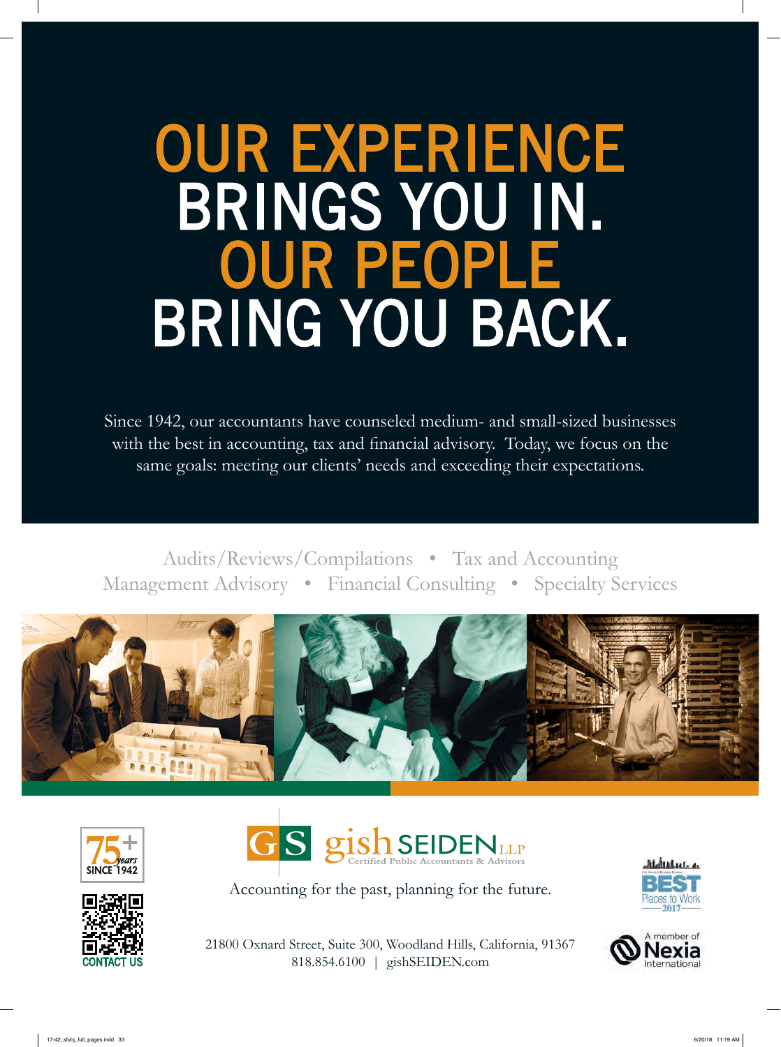# OUR EXPERIENCE BRINGS YOU IN. OUR PEOPLE BRING YOU BACK.

Since 1942, our accountants have counseled medium- and small-sized businesses with the best in accounting, tax and financial advisory. Today, we focus on the same goals: meeting our clients' needs and exceeding their expectations.

Audits/Reviews/Compilations • Tax and Accounting
Management Advisory • Financial Consulting • Specialty Services

75+ years SINCE 1942

CONTACT US

GS gish SEIDEN LLP
Certified Public Accountants & Advisors

Accounting for the past, planning for the future.

21800 Oxnard Street, Suite 300, Woodland Hills, California, 91367
818.854.6100 | gishSEIDEN.com

BEST Places to Work 2017

A member of Nexia International